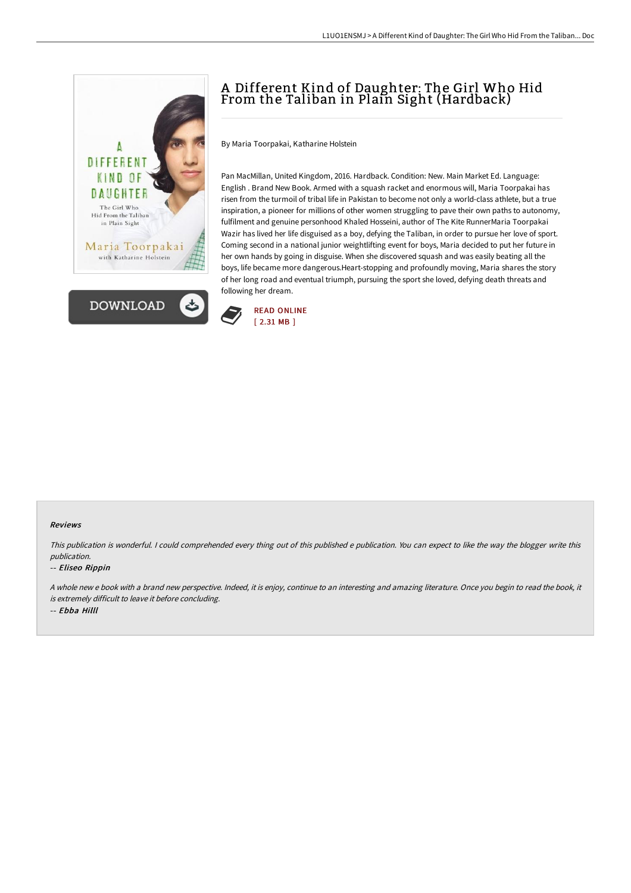# A Different Kind of Daughter: The Girl Who Hid From the Taliban in Plain Sight (Hardback)

By Maria Toorpakai, Katharine Holstein

Pan MacMillan, United Kingdom, 2016. Hardback. Condition: New. Main Market Ed. Language: English . Brand New Book. Armed with a squash racket and enormous will, Maria Toorpakai has risen from the turmoil of tribal life in Pakistan to become not only a world-class athlete, but a true inspiration, a pioneer for millions of other women struggling to pave their own paths to autonomy, fulfilment and genuine personhood Khaled Hosseini, author of The Kite RunnerMaria Toorpakai Wazir has lived her life disguised as a boy, defying the Taliban, in order to pursue her love of sport. Coming second in a national junior weightlifting event for boys, Maria decided to put her future in her own hands by going in disguise. When she discovered squash and was easily beating all the boys, life became more dangerous.Heart-stopping and profoundly moving, Maria shares the story of her long road and eventual triumph, pursuing the sport she loved, defying death threats and following her dream.

READ ONLINE
[ 2.31 MB ]

### Reviews

*This publication is wonderful. I could comprehended every thing out of this published e publication. You can expect to like the way the blogger write this publication.*

-- *Eliseo Rippin*

*A whole new e book with a brand new perspective. Indeed, it is enjoy, continue to an interesting and amazing literature. Once you begin to read the book, it is extremely difficult to leave it before concluding.*

-- *Ebba Hilll*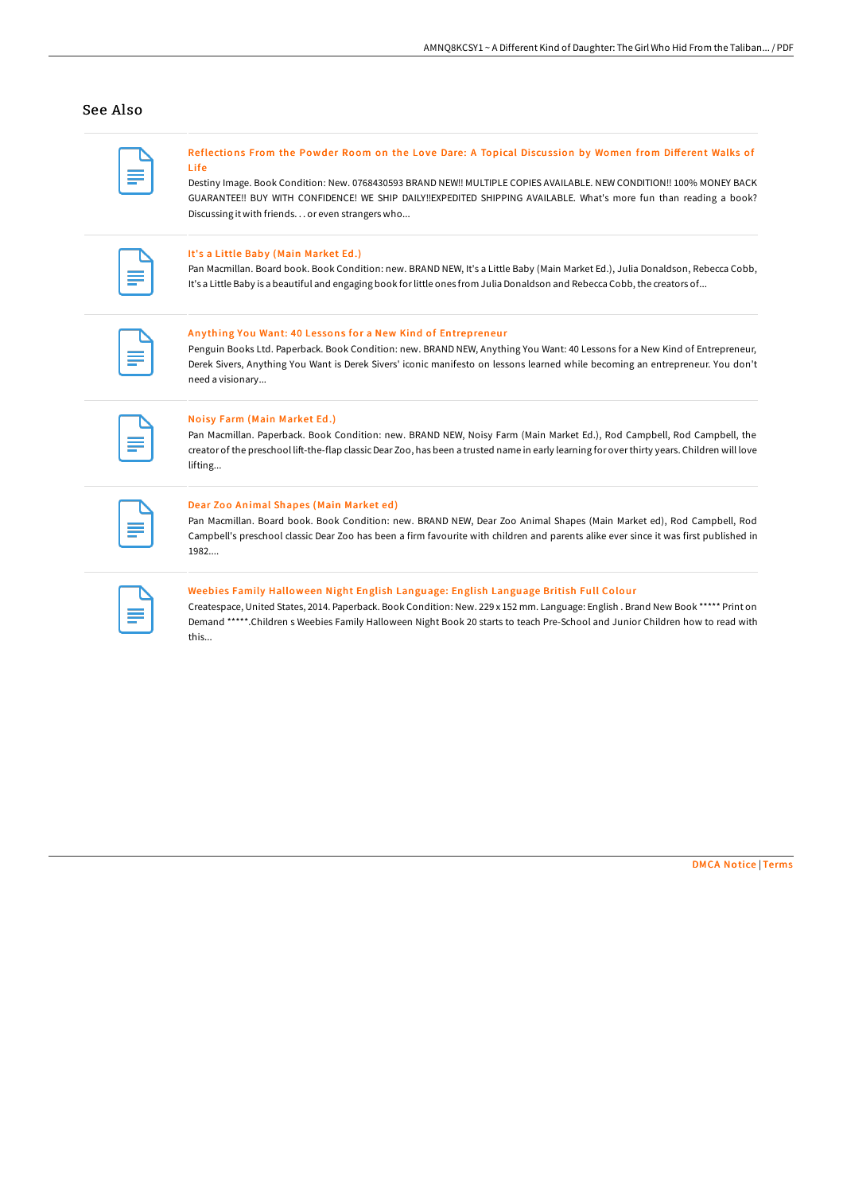## See Also

### Reflections From the Powder Room on the Love Dare: A Topical Discussion by Women from Different Walks of Life

Destiny Image. Book Condition: New. 0768430593 BRAND NEW!! MULTIPLE COPIES AVAILABLE. NEW CONDITION!! 100% MONEY BACK GUARANTEE!! BUY WITH CONFIDENCE! WE SHIP DAILY!!EXPEDITED SHIPPING AVAILABLE. What's more fun than reading a book? Discussing it with friends. . . or even strangers who...

### It's a Little Baby (Main Market Ed.)

Pan Macmillan. Board book. Book Condition: new. BRAND NEW, It's a Little Baby (Main Market Ed.), Julia Donaldson, Rebecca Cobb, It's a Little Baby is a beautiful and engaging book for little ones from Julia Donaldson and Rebecca Cobb, the creators of...

### Anything You Want: 40 Lessons for a New Kind of Entrepreneur

Penguin Books Ltd. Paperback. Book Condition: new. BRAND NEW, Anything You Want: 40 Lessons for a New Kind of Entrepreneur, Derek Sivers, Anything You Want is Derek Sivers' iconic manifesto on lessons learned while becoming an entrepreneur. You don't need a visionary...

### Noisy Farm (Main Market Ed.)

Pan Macmillan. Paperback. Book Condition: new. BRAND NEW, Noisy Farm (Main Market Ed.), Rod Campbell, Rod Campbell, the creator of the preschool lift-the-flap classic Dear Zoo, has been a trusted name in early learning for over thirty years. Children will love lifting...

### Dear Zoo Animal Shapes (Main Market ed)

Pan Macmillan. Board book. Book Condition: new. BRAND NEW, Dear Zoo Animal Shapes (Main Market ed), Rod Campbell, Rod Campbell's preschool classic Dear Zoo has been a firm favourite with children and parents alike ever since it was first published in 1982....

### Weebies Family Halloween Night English Language: English Language British Full Colour

Createspace, United States, 2014. Paperback. Book Condition: New. 229 x 152 mm. Language: English . Brand New Book ***** Print on Demand *****.Children s Weebies Family Halloween Night Book 20 starts to teach Pre-School and Junior Children how to read with this...